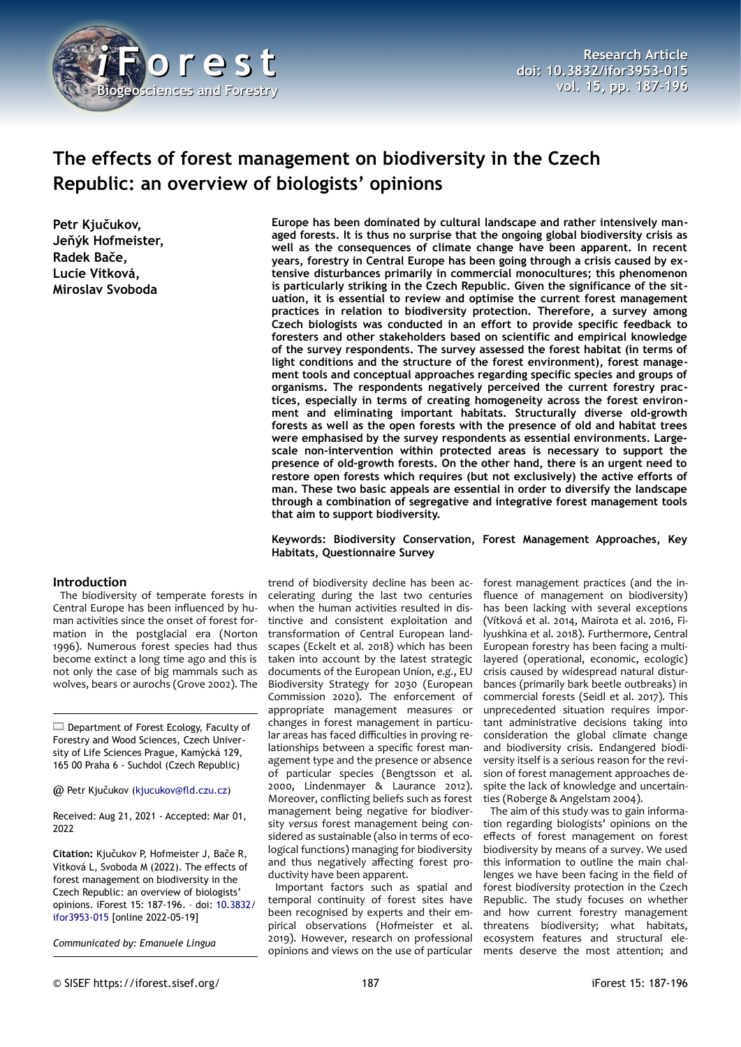# The effects of forest management on biodiversity in the Czech Republic: an overview of biologists' opinions

**Petr Kjučukov, Jeňýk Hofmeister, Radek Bače, Lucie Vítková, Miroslav Svoboda**

**Europe has been dominated by cultural landscape and rather intensively managed forests. It is thus no surprise that the ongoing global biodiversity crisis as well as the consequences of climate change have been apparent. In recent years, forestry in Central Europe has been going through a crisis caused by extensive disturbances primarily in commercial monocultures; this phenomenon is particularly striking in the Czech Republic. Given the significance of the situation, it is essential to review and optimise the current forest management practices in relation to biodiversity protection. Therefore, a survey among Czech biologists was conducted in an effort to provide specific feedback to foresters and other stakeholders based on scientific and empirical knowledge of the survey respondents. The survey assessed the forest habitat (in terms of light conditions and the structure of the forest environment), forest management tools and conceptual approaches regarding specific species and groups of organisms. The respondents negatively perceived the current forestry practices, especially in terms of creating homogeneity across the forest environment and eliminating important habitats. Structurally diverse old-growth forests as well as the open forests with the presence of old and habitat trees were emphasised by the survey respondents as essential environments. Large-scale non-intervention within protected areas is necessary to support the presence of old-growth forests. On the other hand, there is an urgent need to restore open forests which requires (but not exclusively) the active efforts of man. These two basic appeals are essential in order to diversify the landscape through a combination of segregative and integrative forest management tools that aim to support biodiversity.**

**Keywords: Biodiversity Conservation, Forest Management Approaches, Key Habitats, Questionnaire Survey**

Department of Forest Ecology, Faculty of Forestry and Wood Sciences, Czech University of Life Sciences Prague, Kamýcká 129, 165 00 Praha 6 - Suchdol (Czech Republic)

@ Petr Kjučukov (kjucukov@fld.czu.cz)

Received: Aug 21, 2021 - Accepted: Mar 01, 2022

**Citation:** Kjučukov P, Hofmeister J, Bače R, Vítková L, Svoboda M (2022). The effects of forest management on biodiversity in the Czech Republic: an overview of biologists' opinions. iForest 15: 187-196. – doi: 10.3832/ifor3953-015 [online 2022-05-19]

*Communicated by: Emanuele Lingua*

## Introduction

The biodiversity of temperate forests in Central Europe has been influenced by human activities since the onset of forest formation in the postglacial era (Norton 1996). Numerous forest species had thus become extinct a long time ago and this is not only the case of big mammals such as wolves, bears or aurochs (Grove 2002). The trend of biodiversity decline has been accelerating during the last two centuries when the human activities resulted in distinctive and consistent exploitation and transformation of Central European landscapes (Eckelt et al. 2018) which has been taken into account by the latest strategic documents of the European Union, *e.g.*, EU Biodiversity Strategy for 2030 (European Commission 2020). The enforcement of appropriate management measures or changes in forest management in particular areas has faced difficulties in proving relationships between a specific forest management type and the presence or absence of particular species (Bengtsson et al. 2000, Lindenmayer & Laurance 2012). Moreover, conflicting beliefs such as forest management being negative for biodiversity *versus* forest management being considered as sustainable (also in terms of ecological functions) managing for biodiversity and thus negatively affecting forest productivity have been apparent.

Important factors such as spatial and temporal continuity of forest sites have been recognised by experts and their empirical observations (Hofmeister et al. 2019). However, research on professional opinions and views on the use of particular forest management practices (and the influence of management on biodiversity) has been lacking with several exceptions (Vítková et al. 2014, Mairota et al. 2016, Filyushkina et al. 2018). Furthermore, Central European forestry has been facing a multilayered (operational, economic, ecologic) crisis caused by widespread natural disturbances (primarily bark beetle outbreaks) in commercial forests (Seidl et al. 2017). This unprecedented situation requires important administrative decisions taking into consideration the global climate change and biodiversity crisis. Endangered biodiversity itself is a serious reason for the revision of forest management approaches despite the lack of knowledge and uncertainties (Roberge & Angelstam 2004).

The aim of this study was to gain information regarding biologists' opinions on the effects of forest management on forest biodiversity by means of a survey. We used this information to outline the main challenges we have been facing in the field of forest biodiversity protection in the Czech Republic. The study focuses on whether and how current forestry management threatens biodiversity; what habitats, ecosystem features and structural elements deserve the most attention; and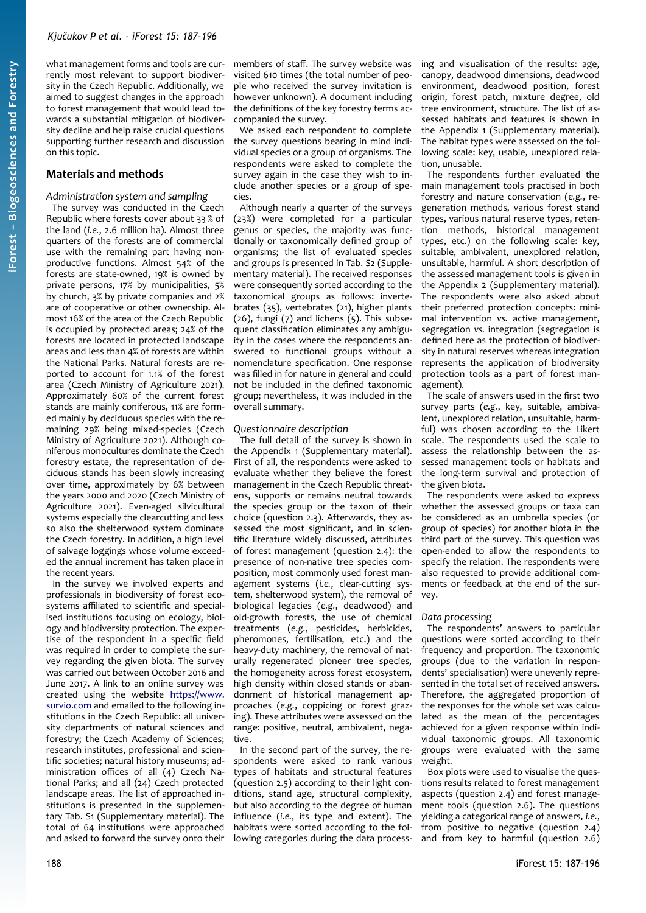what management forms and tools are currently most relevant to support biodiversity in the Czech Republic. Additionally, we aimed to suggest changes in the approach to forest management that would lead towards a substantial mitigation of biodiversity decline and help raise crucial questions supporting further research and discussion on this topic.

## Materials and methods

### *Administration system and sampling*

The survey was conducted in the Czech Republic where forests cover about 33 % of the land (*i.e.*, 2.6 million ha). Almost three quarters of the forests are of commercial use with the remaining part having non-productive functions. Almost 54% of the forests are state-owned, 19% is owned by private persons, 17% by municipalities, 5% by church, 3% by private companies and 2% are of cooperative or other ownership. Almost 16% of the area of the Czech Republic is occupied by protected areas; 24% of the forests are located in protected landscape areas and less than 4% of forests are within the National Parks. Natural forests are reported to account for 1.1% of the forest area (Czech Ministry of Agriculture 2021). Approximately 60% of the current forest stands are mainly coniferous, 11% are formed mainly by deciduous species with the remaining 29% being mixed-species (Czech Ministry of Agriculture 2021). Although coniferous monocultures dominate the Czech forestry estate, the representation of deciduous stands has been slowly increasing over time, approximately by 6% between the years 2000 and 2020 (Czech Ministry of Agriculture 2021). Even-aged silvicultural systems especially the clearcutting and less so also the shelterwood system dominate the Czech forestry. In addition, a high level of salvage loggings whose volume exceeded the annual increment has taken place in the recent years.

In the survey we involved experts and professionals in biodiversity of forest ecosystems affiliated to scientific and specialised institutions focusing on ecology, biology and biodiversity protection. The expertise of the respondent in a specific field was required in order to complete the survey regarding the given biota. The survey was carried out between October 2016 and June 2017. A link to an online survey was created using the website https://www.survio.com and emailed to the following institutions in the Czech Republic: all university departments of natural sciences and forestry; the Czech Academy of Sciences; research institutes, professional and scientific societies; natural history museums; administration offices of all (4) Czech National Parks; and all (24) Czech protected landscape areas. The list of approached institutions is presented in the supplementary Tab. S1 (Supplementary material). The total of 64 institutions were approached and asked to forward the survey onto their members of staff. The survey website was visited 610 times (the total number of people who received the survey invitation is however unknown). A document including the definitions of the key forestry terms accompanied the survey.

We asked each respondent to complete the survey questions bearing in mind individual species or a group of organisms. The respondents were asked to complete the survey again in the case they wish to include another species or a group of species.

Although nearly a quarter of the surveys (23%) were completed for a particular genus or species, the majority was functionally or taxonomically defined group of organisms; the list of evaluated species and groups is presented in Tab. S2 (Supplementary material). The received responses were consequently sorted according to the taxonomical groups as follows: invertebrates (35), vertebrates (21), higher plants (26), fungi (7) and lichens (5). This subsequent classification eliminates any ambiguity in the cases where the respondents answered to functional groups without a nomenclature specification. One response was filled in for nature in general and could not be included in the defined taxonomic group; nevertheless, it was included in the overall summary.

### *Questionnaire description*

The full detail of the survey is shown in the Appendix 1 (Supplementary material). First of all, the respondents were asked to evaluate whether they believe the forest management in the Czech Republic threatens, supports or remains neutral towards the species group or the taxon of their choice (question 2.3). Afterwards, they assessed the most significant, and in scientific literature widely discussed, attributes of forest management (question 2.4): the presence of non-native tree species composition, most commonly used forest management systems (*i.e.*, clear-cutting system, shelterwood system), the removal of biological legacies (*e.g.*, deadwood) and old-growth forests, the use of chemical treatments (*e.g.*, pesticides, herbicides, pheromones, fertilisation, etc.) and the heavy-duty machinery, the removal of naturally regenerated pioneer tree species, high density within closed stands or abandonment of historical management approaches (*e.g.*, coppicing or forest grazing). These attributes were assessed on the range: positive, neutral, ambivalent, negative.

In the second part of the survey, the respondents were asked to rank various types of habitats and structural features (question 2.5) according to their light conditions, stand age, structural complexity, but also according to the degree of human influence (*i.e.*, its type and extent). The habitats were sorted according to the following categories during the data processing and visualisation of the results: age, canopy, deadwood dimensions, deadwood environment, deadwood position, forest origin, forest patch, mixture degree, old tree environment, structure. The list of assessed habitats and features is shown in the Appendix 1 (Supplementary material). The habitat types were assessed on the following scale: key, usable, unexplored relation, unusable.

The respondents further evaluated the main management tools practised in both forestry and nature conservation (*e.g.*, regeneration methods, various forest stand types, various natural reserve types, retention methods, historical management types, etc.) on the following scale: key, suitable, ambivalent, unexplored relation, unsuitable, harmful. A short description of the assessed management tools is given in the Appendix 2 (Supplementary material). The respondents were also asked about their preferred protection concepts: minimal intervention *vs.* active management, segregation *vs.* integration (segregation is defined here as the protection of biodiversity in natural reserves whereas integration represents the application of biodiversity protection tools as a part of forest management).

The scale of answers used in the first two survey parts (*e.g.*, key, suitable, ambivalent, unexplored relation, unsuitable, harmful) was chosen according to the Likert scale. The respondents used the scale to assess the relationship between the assessed management tools or habitats and the long-term survival and protection of the given biota.

The respondents were asked to express whether the assessed groups or taxa can be considered as an umbrella species (or group of species) for another biota in the third part of the survey. This question was open-ended to allow the respondents to specify the relation. The respondents were also requested to provide additional comments or feedback at the end of the survey.

### *Data processing*

The respondents' answers to particular questions were sorted according to their frequency and proportion. The taxonomic groups (due to the variation in respondents' specialisation) were unevenly represented in the total set of received answers. Therefore, the aggregated proportion of the responses for the whole set was calculated as the mean of the percentages achieved for a given response within individual taxonomic groups. All taxonomic groups were evaluated with the same weight.

Box plots were used to visualise the questions results related to forest management aspects (question 2.4) and forest management tools (question 2.6). The questions yielding a categorical range of answers, *i.e.*, from positive to negative (question 2.4) and from key to harmful (question 2.6)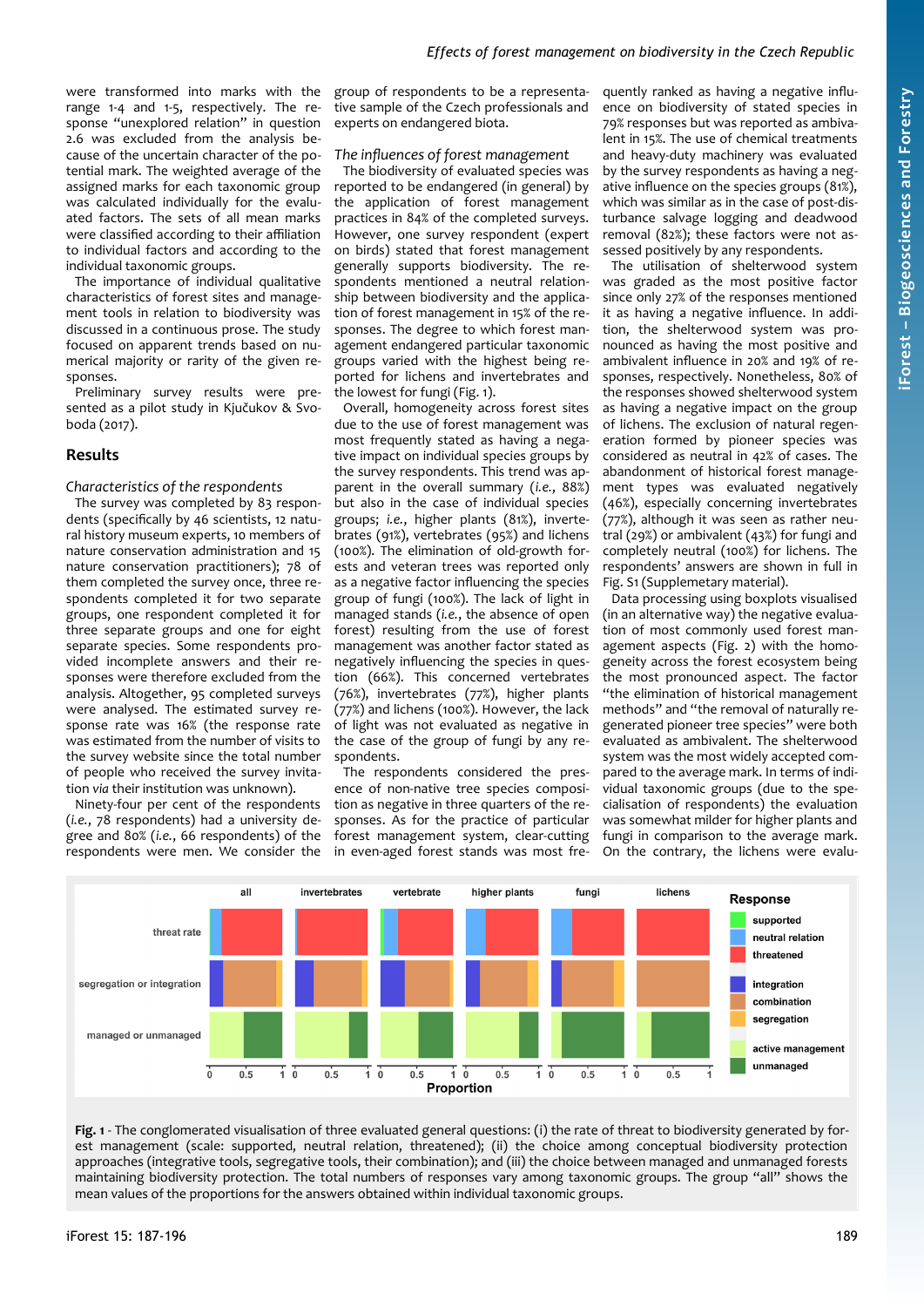were transformed into marks with the range 1-4 and 1-5, respectively. The response "unexplored relation" in question 2.6 was excluded from the analysis because of the uncertain character of the potential mark. The weighted average of the assigned marks for each taxonomic group was calculated individually for the evaluated factors. The sets of all mean marks were classified according to their affiliation to individual factors and according to the individual taxonomic groups.

The importance of individual qualitative characteristics of forest sites and management tools in relation to biodiversity was discussed in a continuous prose. The study focused on apparent trends based on numerical majority or rarity of the given responses.

Preliminary survey results were presented as a pilot study in Kjučukov & Svoboda (2017).

## Results

### *Characteristics of the respondents*

The survey was completed by 83 respondents (specifically by 46 scientists, 12 natural history museum experts, 10 members of nature conservation administration and 15 nature conservation practitioners); 78 of them completed the survey once, three respondents completed it for two separate groups, one respondent completed it for three separate groups and one for eight separate species. Some respondents provided incomplete answers and their responses were therefore excluded from the analysis. Altogether, 95 completed surveys were analysed. The estimated survey response rate was 16% (the response rate was estimated from the number of visits to the survey website since the total number of people who received the survey invitation *via* their institution was unknown).

Ninety-four per cent of the respondents (*i.e.*, 78 respondents) had a university degree and 80% (*i.e.*, 66 respondents) of the respondents were men. We consider the group of respondents to be a representative sample of the Czech professionals and experts on endangered biota.

### *The influences of forest management*

The biodiversity of evaluated species was reported to be endangered (in general) by the application of forest management practices in 84% of the completed surveys. However, one survey respondent (expert on birds) stated that forest management generally supports biodiversity. The respondents mentioned a neutral relationship between biodiversity and the application of forest management in 15% of the responses. The degree to which forest management endangered particular taxonomic groups varied with the highest being reported for lichens and invertebrates and the lowest for fungi (Fig. 1).

Overall, homogeneity across forest sites due to the use of forest management was most frequently stated as having a negative impact on individual species groups by the survey respondents. This trend was apparent in the overall summary (*i.e.*, 88%) but also in the case of individual species groups; *i.e.*, higher plants (81%), invertebrates (91%), vertebrates (95%) and lichens (100%). The elimination of old-growth forests and veteran trees was reported only as a negative factor influencing the species group of fungi (100%). The lack of light in managed stands (*i.e.*, the absence of open forest) resulting from the use of forest management was another factor stated as negatively influencing the species in question (66%). This concerned vertebrates (76%), invertebrates (77%), higher plants (77%) and lichens (100%). However, the lack of light was not evaluated as negative in the case of the group of fungi by any respondents.

The respondents considered the presence of non-native tree species composition as negative in three quarters of the responses. As for the practice of particular forest management system, clear-cutting in even-aged forest stands was most frequently ranked as having a negative influence on biodiversity of stated species in 79% responses but was reported as ambivalent in 15%. The use of chemical treatments and heavy-duty machinery was evaluated by the survey respondents as having a negative influence on the species groups (81%), which was similar as in the case of post-disturbance salvage logging and deadwood removal (82%); these factors were not assessed positively by any respondents.

The utilisation of shelterwood system was graded as the most positive factor since only 27% of the responses mentioned it as having a negative influence. In addition, the shelterwood system was pronounced as having the most positive and ambivalent influence in 20% and 19% of responses, respectively. Nonetheless, 80% of the responses showed shelterwood system as having a negative impact on the group of lichens. The exclusion of natural regeneration formed by pioneer species was considered as neutral in 42% of cases. The abandonment of historical forest management types was evaluated negatively (46%), especially concerning invertebrates (77%), although it was seen as rather neutral (29%) or ambivalent (43%) for fungi and completely neutral (100%) for lichens. The respondents' answers are shown in full in Fig. S1 (Supplemetary material).

Data processing using boxplots visualised (in an alternative way) the negative evaluation of most commonly used forest management aspects (Fig. 2) with the homogeneity across the forest ecosystem being the most pronounced aspect. The factor "the elimination of historical management methods" and "the removal of naturally regenerated pioneer tree species" were both evaluated as ambivalent. The shelterwood system was the most widely accepted compared to the average mark. In terms of individual taxonomic groups (due to the specialisation of respondents) the evaluation was somewhat milder for higher plants and fungi in comparison to the average mark. On the contrary, the lichens were evalu-

**Fig. 1** - The conglomerated visualisation of three evaluated general questions: (i) the rate of threat to biodiversity generated by forest management (scale: supported, neutral relation, threatened); (ii) the choice among conceptual biodiversity protection approaches (integrative tools, segregative tools, their combination); and (iii) the choice between managed and unmanaged forests maintaining biodiversity protection. The total numbers of responses vary among taxonomic groups. The group "all" shows the mean values of the proportions for the answers obtained within individual taxonomic groups.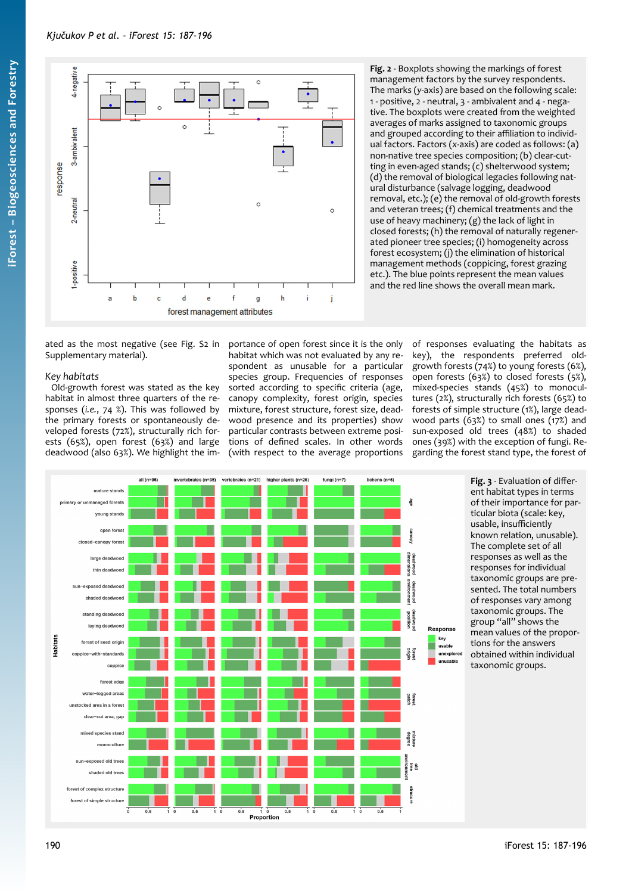**Fig. 2** - Boxplots showing the markings of forest management factors by the survey respondents. The marks (*y*-axis) are based on the following scale: 1 - positive, 2 - neutral, 3 - ambivalent and 4 - negative. The boxplots were created from the weighted averages of marks assigned to taxonomic groups and grouped according to their affiliation to individual factors. Factors (*x*-axis) are coded as follows: (a) non-native tree species composition; (b) clear-cutting in even-aged stands; (c) shelterwood system; (d) the removal of biological legacies following natural disturbance (salvage logging, deadwood removal, etc.); (e) the removal of old-growth forests and veteran trees; (f) chemical treatments and the use of heavy machinery; (g) the lack of light in closed forests; (h) the removal of naturally regenerated pioneer tree species; (i) homogeneity across forest ecosystem; (j) the elimination of historical management methods (coppicing, forest grazing etc.). The blue points represent the mean values and the red line shows the overall mean mark.

ated as the most negative (see Fig. S2 in Supplementary material).

### Key habitats

Old-growth forest was stated as the key habitat in almost three quarters of the responses (*i.e.*, 74 %). This was followed by the primary forests or spontaneously developed forests (72%), structurally rich forests (65%), open forest (63%) and large deadwood (also 63%). We highlight the importance of open forest since it is the only habitat which was not evaluated by any respondent as unusable for a particular species group. Frequencies of responses sorted according to specific criteria (age, canopy complexity, forest origin, species mixture, forest structure, forest size, deadwood presence and its properties) show particular contrasts between extreme positions of defined scales. In other words (with respect to the average proportions of responses evaluating the habitats as key), the respondents preferred old-growth forests (74%) to young forests (6%), open forests (63%) to closed forests (5%), mixed-species stands (45%) to monocultures (2%), structurally rich forests (65%) to forests of simple structure (1%), large deadwood parts (63%) to small ones (17%) and sun-exposed old trees (48%) to shaded ones (39%) with the exception of fungi. Regarding the forest stand type, the forest of

**Fig. 3** - Evaluation of different habitat types in terms of their importance for particular biota (scale: key, usable, insufficiently known relation, unusable). The complete set of all responses as well as the responses for individual taxonomic groups are presented. The total numbers of responses vary among taxonomic groups. The group "all" shows the mean values of the proportions for the answers obtained within individual taxonomic groups.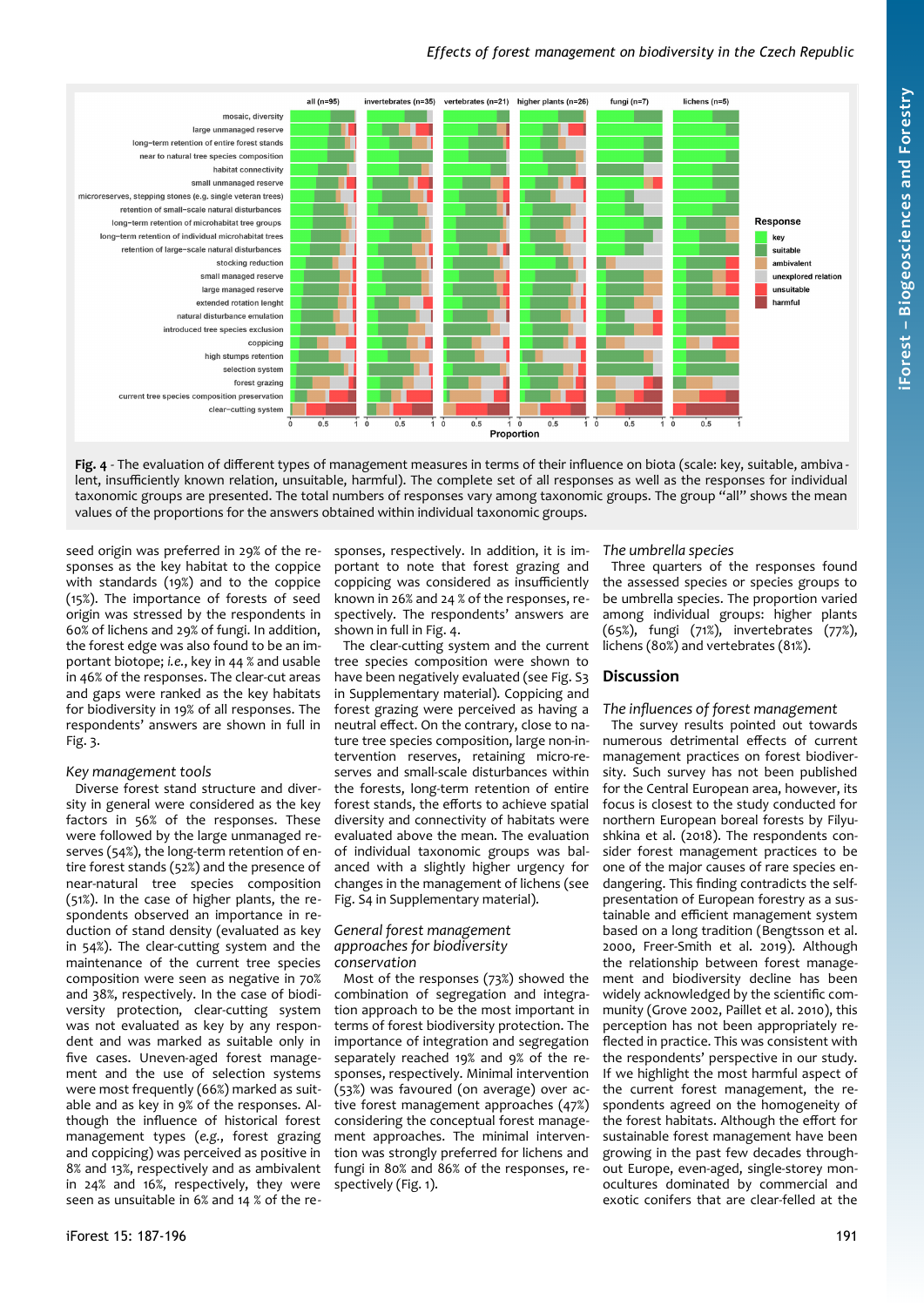**Fig. 4** - The evaluation of different types of management measures in terms of their influence on biota (scale: key, suitable, ambivalent, insufficiently known relation, unsuitable, harmful). The complete set of all responses as well as the responses for individual taxonomic groups are presented. The total numbers of responses vary among taxonomic groups. The group "all" shows the mean values of the proportions for the answers obtained within individual taxonomic groups.

seed origin was preferred in 29% of the responses as the key habitat to the coppice with standards (19%) and to the coppice (15%). The importance of forests of seed origin was stressed by the respondents in 60% of lichens and 29% of fungi. In addition, the forest edge was also found to be an important biotope; *i.e.*, key in 44 % and usable in 46% of the responses. The clear-cut areas and gaps were ranked as the key habitats for biodiversity in 19% of all responses. The respondents' answers are shown in full in Fig. 3.

### Key management tools

Diverse forest stand structure and diversity in general were considered as the key factors in 56% of the responses. These were followed by the large unmanaged reserves (54%), the long-term retention of entire forest stands (52%) and the presence of near-natural tree species composition (51%). In the case of higher plants, the respondents observed an importance in reduction of stand density (evaluated as key in 54%). The clear-cutting system and the maintenance of the current tree species composition were seen as negative in 70% and 38%, respectively. In the case of biodiversity protection, clear-cutting system was not evaluated as key by any respondent and was marked as suitable only in five cases. Uneven-aged forest management and the use of selection systems were most frequently (66%) marked as suitable and as key in 9% of the responses. Although the influence of historical forest management types (*e.g.*, forest grazing and coppicing) was perceived as positive in 8% and 13%, respectively and as ambivalent in 24% and 16%, respectively, they were seen as unsuitable in 6% and 14 % of the responses, respectively. In addition, it is important to note that forest grazing and coppicing was considered as insufficiently known in 26% and 24 % of the responses, respectively. The respondents' answers are shown in full in Fig. 4.

The clear-cutting system and the current tree species composition were shown to have been negatively evaluated (see Fig. S3 in Supplementary material). Coppicing and forest grazing were perceived as having a neutral effect. On the contrary, close to nature tree species composition, large non-intervention reserves, retaining micro-reserves and small-scale disturbances within the forests, long-term retention of entire forest stands, the efforts to achieve spatial diversity and connectivity of habitats were evaluated above the mean. The evaluation of individual taxonomic groups was balanced with a slightly higher urgency for changes in the management of lichens (see Fig. S4 in Supplementary material).

### General forest management approaches for biodiversity conservation

Most of the responses (73%) showed the combination of segregation and integration approach to be the most important in terms of forest biodiversity protection. The importance of integration and segregation separately reached 19% and 9% of the responses, respectively. Minimal intervention (53%) was favoured (on average) over active forest management approaches (47%) considering the conceptual forest management approaches. The minimal intervention was strongly preferred for lichens and fungi in 80% and 86% of the responses, respectively (Fig. 1).

### The umbrella species

Three quarters of the responses found the assessed species or species groups to be umbrella species. The proportion varied among individual groups: higher plants (65%), fungi (71%), invertebrates (77%), lichens (80%) and vertebrates (81%).

## Discussion

### The influences of forest management

The survey results pointed out towards numerous detrimental effects of current management practices on forest biodiversity. Such survey has not been published for the Central European area, however, its focus is closest to the study conducted for northern European boreal forests by Filyushkina et al. (2018). The respondents consider forest management practices to be one of the major causes of rare species endangering. This finding contradicts the self-presentation of European forestry as a sustainable and efficient management system based on a long tradition (Bengtsson et al. 2000, Freer-Smith et al. 2019). Although the relationship between forest management and biodiversity decline has been widely acknowledged by the scientific community (Grove 2002, Paillet et al. 2010), this perception has not been appropriately reflected in practice. This was consistent with the respondents' perspective in our study. If we highlight the most harmful aspect of the current forest management, the respondents agreed on the homogeneity of the forest habitats. Although the effort for sustainable forest management have been growing in the past few decades throughout Europe, even-aged, single-storey monocultures dominated by commercial and exotic conifers that are clear-felled at the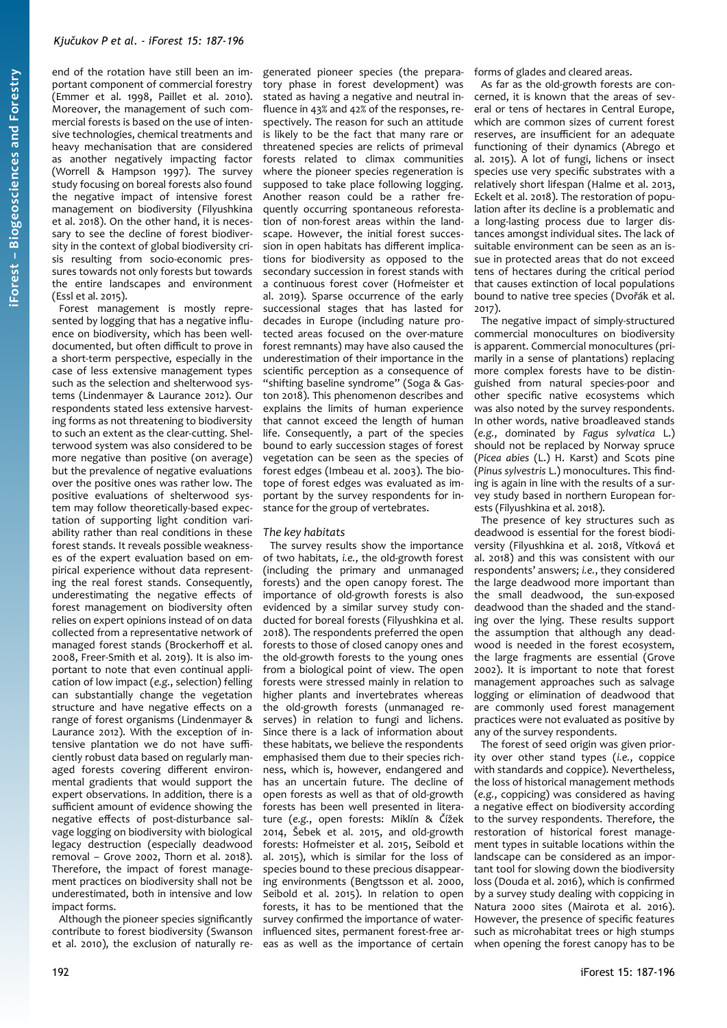end of the rotation have still been an important component of commercial forestry (Emmer et al. 1998, Paillet et al. 2010). Moreover, the management of such commercial forests is based on the use of intensive technologies, chemical treatments and heavy mechanisation that are considered as another negatively impacting factor (Worrell & Hampson 1997). The survey study focusing on boreal forests also found the negative impact of intensive forest management on biodiversity (Filyushkina et al. 2018). On the other hand, it is necessary to see the decline of forest biodiversity in the context of global biodiversity crisis resulting from socio-economic pressures towards not only forests but towards the entire landscapes and environment (Essl et al. 2015).

Forest management is mostly represented by logging that has a negative influence on biodiversity, which has been well-documented, but often difficult to prove in a short-term perspective, especially in the case of less extensive management types such as the selection and shelterwood systems (Lindenmayer & Laurance 2012). Our respondents stated less extensive harvesting forms as not threatening to biodiversity to such an extent as the clear-cutting. Shelterwood system was also considered to be more negative than positive (on average) but the prevalence of negative evaluations over the positive ones was rather low. The positive evaluations of shelterwood system may follow theoretically-based expectation of supporting light condition variability rather than real conditions in these forest stands. It reveals possible weaknesses of the expert evaluation based on empirical experience without data representing the real forest stands. Consequently, underestimating the negative effects of forest management on biodiversity often relies on expert opinions instead of on data collected from a representative network of managed forest stands (Brockerhoff et al. 2008, Freer-Smith et al. 2019). It is also important to note that even continual application of low impact (*e.g.*, selection) felling can substantially change the vegetation structure and have negative effects on a range of forest organisms (Lindenmayer & Laurance 2012). With the exception of intensive plantation we do not have sufficiently robust data based on regularly managed forests covering different environmental gradients that would support the expert observations. In addition, there is a sufficient amount of evidence showing the negative effects of post-disturbance salvage logging on biodiversity with biological legacy destruction (especially deadwood removal – Grove 2002, Thorn et al. 2018). Therefore, the impact of forest management practices on biodiversity shall not be underestimated, both in intensive and low impact forms.

Although the pioneer species significantly contribute to forest biodiversity (Swanson et al. 2010), the exclusion of naturally regenerated pioneer species (the preparatory phase in forest development) was stated as having a negative and neutral influence in 43% and 42% of the responses, respectively. The reason for such an attitude is likely to be the fact that many rare or threatened species are relicts of primeval forests related to climax communities where the pioneer species regeneration is supposed to take place following logging. Another reason could be a rather frequently occurring spontaneous reforestation of non-forest areas within the landscape. However, the initial forest succession in open habitats has different implications for biodiversity as opposed to the secondary succession in forest stands with a continuous forest cover (Hofmeister et al. 2019). Sparse occurrence of the early successional stages that has lasted for decades in Europe (including nature protected areas focused on the over-mature forest remnants) may have also caused the underestimation of their importance in the scientific perception as a consequence of "shifting baseline syndrome" (Soga & Gaston 2018). This phenomenon describes and explains the limits of human experience that cannot exceed the length of human life. Consequently, a part of the species bound to early succession stages of forest vegetation can be seen as the species of forest edges (Imbeau et al. 2003). The biotope of forest edges was evaluated as important by the survey respondents for instance for the group of vertebrates.

### The key habitats

The survey results show the importance of two habitats, *i.e.*, the old-growth forest (including the primary and unmanaged forests) and the open canopy forest. The importance of old-growth forests is also evidenced by a similar survey study conducted for boreal forests (Filyushkina et al. 2018). The respondents preferred the open forests to those of closed canopy ones and the old-growth forests to the young ones from a biological point of view. The open forests were stressed mainly in relation to higher plants and invertebrates whereas the old-growth forests (unmanaged reserves) in relation to fungi and lichens. Since there is a lack of information about these habitats, we believe the respondents emphasised them due to their species richness, which is, however, endangered and has an uncertain future. The decline of open forests as well as that of old-growth forests has been well presented in literature (*e.g.*, open forests: Miklín & Čížek 2014, Šebek et al. 2015, and old-growth forests: Hofmeister et al. 2015, Seibold et al. 2015), which is similar for the loss of species bound to these precious disappearing environments (Bengtsson et al. 2000, Seibold et al. 2015). In relation to open forests, it has to be mentioned that the survey confirmed the importance of water-influenced sites, permanent forest-free areas as well as the importance of certain forms of glades and cleared areas.

As far as the old-growth forests are concerned, it is known that the areas of several or tens of hectares in Central Europe, which are common sizes of current forest reserves, are insufficient for an adequate functioning of their dynamics (Abrego et al. 2015). A lot of fungi, lichens or insect species use very specific substrates with a relatively short lifespan (Halme et al. 2013, Eckelt et al. 2018). The restoration of population after its decline is a problematic and a long-lasting process due to larger distances amongst individual sites. The lack of suitable environment can be seen as an issue in protected areas that do not exceed tens of hectares during the critical period that causes extinction of local populations bound to native tree species (Dvořák et al. 2017).

The negative impact of simply-structured commercial monocultures on biodiversity is apparent. Commercial monocultures (primarily in a sense of plantations) replacing more complex forests have to be distinguished from natural species-poor and other specific native ecosystems which was also noted by the survey respondents. In other words, native broadleaved stands (*e.g.*, dominated by *Fagus sylvatica* L.) should not be replaced by Norway spruce (*Picea abies* (L.) H. Karst) and Scots pine (*Pinus sylvestris* L.) monocultures. This finding is again in line with the results of a survey study based in northern European forests (Filyushkina et al. 2018).

The presence of key structures such as deadwood is essential for the forest biodiversity (Filyushkina et al. 2018, Vítková et al. 2018) and this was consistent with our respondents' answers; *i.e.*, they considered the large deadwood more important than the small deadwood, the sun-exposed deadwood than the shaded and the standing over the lying. These results support the assumption that although any deadwood is needed in the forest ecosystem, the large fragments are essential (Grove 2002). It is important to note that forest management approaches such as salvage logging or elimination of deadwood that are commonly used forest management practices were not evaluated as positive by any of the survey respondents.

The forest of seed origin was given priority over other stand types (*i.e.*, coppice with standards and coppice). Nevertheless, the loss of historical management methods (*e.g.*, coppicing) was considered as having a negative effect on biodiversity according to the survey respondents. Therefore, the restoration of historical forest management types in suitable locations within the landscape can be considered as an important tool for slowing down the biodiversity loss (Douda et al. 2016), which is confirmed by a survey study dealing with coppicing in Natura 2000 sites (Mairota et al. 2016). However, the presence of specific features such as microhabitat trees or high stumps when opening the forest canopy has to be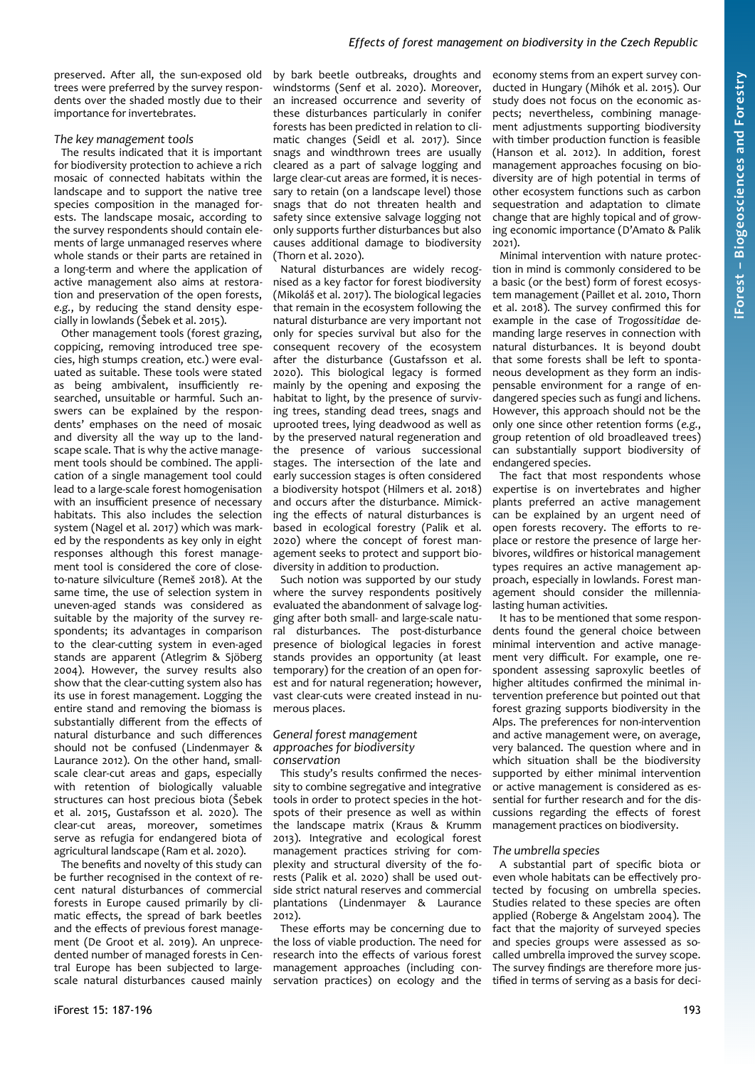preserved. After all, the sun-exposed old trees were preferred by the survey respondents over the shaded mostly due to their importance for invertebrates.

### The key management tools

The results indicated that it is important for biodiversity protection to achieve a rich mosaic of connected habitats within the landscape and to support the native tree species composition in the managed forests. The landscape mosaic, according to the survey respondents should contain elements of large unmanaged reserves where whole stands or their parts are retained in a long-term and where the application of active management also aims at restoration and preservation of the open forests, *e.g.*, by reducing the stand density especially in lowlands (Šebek et al. 2015).

Other management tools (forest grazing, coppicing, removing introduced tree species, high stumps creation, etc.) were evaluated as suitable. These tools were stated as being ambivalent, insufficiently researched, unsuitable or harmful. Such answers can be explained by the respondents' emphases on the need of mosaic and diversity all the way up to the landscape scale. That is why the active management tools should be combined. The application of a single management tool could lead to a large-scale forest homogenisation with an insufficient presence of necessary habitats. This also includes the selection system (Nagel et al. 2017) which was marked by the respondents as key only in eight responses although this forest management tool is considered the core of close-to-nature silviculture (Remeš 2018). At the same time, the use of selection system in uneven-aged stands was considered as suitable by the majority of the survey respondents; its advantages in comparison to the clear-cutting system in even-aged stands are apparent (Atlegrim & Sjöberg 2004). However, the survey results also show that the clear-cutting system also has its use in forest management. Logging the entire stand and removing the biomass is substantially different from the effects of natural disturbance and such differences should not be confused (Lindenmayer & Laurance 2012). On the other hand, small-scale clear-cut areas and gaps, especially with retention of biologically valuable structures can host precious biota (Šebek et al. 2015, Gustafsson et al. 2020). The clear-cut areas, moreover, sometimes serve as refugia for endangered biota of agricultural landscape (Ram et al. 2020).

The benefits and novelty of this study can be further recognised in the context of recent natural disturbances of commercial forests in Europe caused primarily by climatic effects, the spread of bark beetles and the effects of previous forest management (De Groot et al. 2019). An unprecedented number of managed forests in Central Europe has been subjected to large-scale natural disturbances caused mainly by bark beetle outbreaks, droughts and windstorms (Senf et al. 2020). Moreover, an increased occurrence and severity of these disturbances particularly in conifer forests has been predicted in relation to climatic changes (Seidl et al. 2017). Since snags and windthrown trees are usually cleared as a part of salvage logging and large clear-cut areas are formed, it is necessary to retain (on a landscape level) those snags that do not threaten health and safety since extensive salvage logging not only supports further disturbances but also causes additional damage to biodiversity (Thorn et al. 2020).

Natural disturbances are widely recognised as a key factor for forest biodiversity (Mikoláš et al. 2017). The biological legacies that remain in the ecosystem following the natural disturbance are very important not only for species survival but also for the consequent recovery of the ecosystem after the disturbance (Gustafsson et al. 2020). This biological legacy is formed mainly by the opening and exposing the habitat to light, by the presence of surviving trees, standing dead trees, snags and uprooted trees, lying deadwood as well as by the preserved natural regeneration and the presence of various successional stages. The intersection of the late and early succession stages is often considered a biodiversity hotspot (Hilmers et al. 2018) and occurs after the disturbance. Mimicking the effects of natural disturbances is based in ecological forestry (Palik et al. 2020) where the concept of forest management seeks to protect and support biodiversity in addition to production.

Such notion was supported by our study where the survey respondents positively evaluated the abandonment of salvage logging after both small- and large-scale natural disturbances. The post-disturbance presence of biological legacies in forest stands provides an opportunity (at least temporary) for the creation of an open forest and for natural regeneration; however, vast clear-cuts were created instead in numerous places.

### General forest management approaches for biodiversity conservation

This study's results confirmed the necessity to combine segregative and integrative tools in order to protect species in the hotspots of their presence as well as within the landscape matrix (Kraus & Krumm 2013). Integrative and ecological forest management practices striving for complexity and structural diversity of the forests (Palik et al. 2020) shall be used outside strict natural reserves and commercial plantations (Lindenmayer & Laurance 2012).

These efforts may be concerning due to the loss of viable production. The need for research into the effects of various forest management approaches (including conservation practices) on ecology and the economy stems from an expert survey conducted in Hungary (Mihók et al. 2015). Our study does not focus on the economic aspects; nevertheless, combining management adjustments supporting biodiversity with timber production function is feasible (Hanson et al. 2012). In addition, forest management approaches focusing on biodiversity are of high potential in terms of other ecosystem functions such as carbon sequestration and adaptation to climate change that are highly topical and of growing economic importance (D'Amato & Palik 2021).

Minimal intervention with nature protection in mind is commonly considered to be a basic (or the best) form of forest ecosystem management (Paillet et al. 2010, Thorn et al. 2018). The survey confirmed this for example in the case of *Trogossitidae* demanding large reserves in connection with natural disturbances. It is beyond doubt that some forests shall be left to spontaneous development as they form an indispensable environment for a range of endangered species such as fungi and lichens. However, this approach should not be the only one since other retention forms (*e.g.*, group retention of old broadleaved trees) can substantially support biodiversity of endangered species.

The fact that most respondents whose expertise is on invertebrates and higher plants preferred an active management can be explained by an urgent need of open forests recovery. The efforts to replace or restore the presence of large herbivores, wildfires or historical management types requires an active management approach, especially in lowlands. Forest management should consider the millennia-lasting human activities.

It has to be mentioned that some respondents found the general choice between minimal intervention and active management very difficult. For example, one respondent assessing saproxylic beetles of higher altitudes confirmed the minimal intervention preference but pointed out that forest grazing supports biodiversity in the Alps. The preferences for non-intervention and active management were, on average, very balanced. The question where and in which situation shall be the biodiversity supported by either minimal intervention or active management is considered as essential for further research and for the discussions regarding the effects of forest management practices on biodiversity.

### The umbrella species

A substantial part of specific biota or even whole habitats can be effectively protected by focusing on umbrella species. Studies related to these species are often applied (Roberge & Angelstam 2004). The fact that the majority of surveyed species and species groups were assessed as so-called umbrella improved the survey scope. The survey findings are therefore more justified in terms of serving as a basis for deci-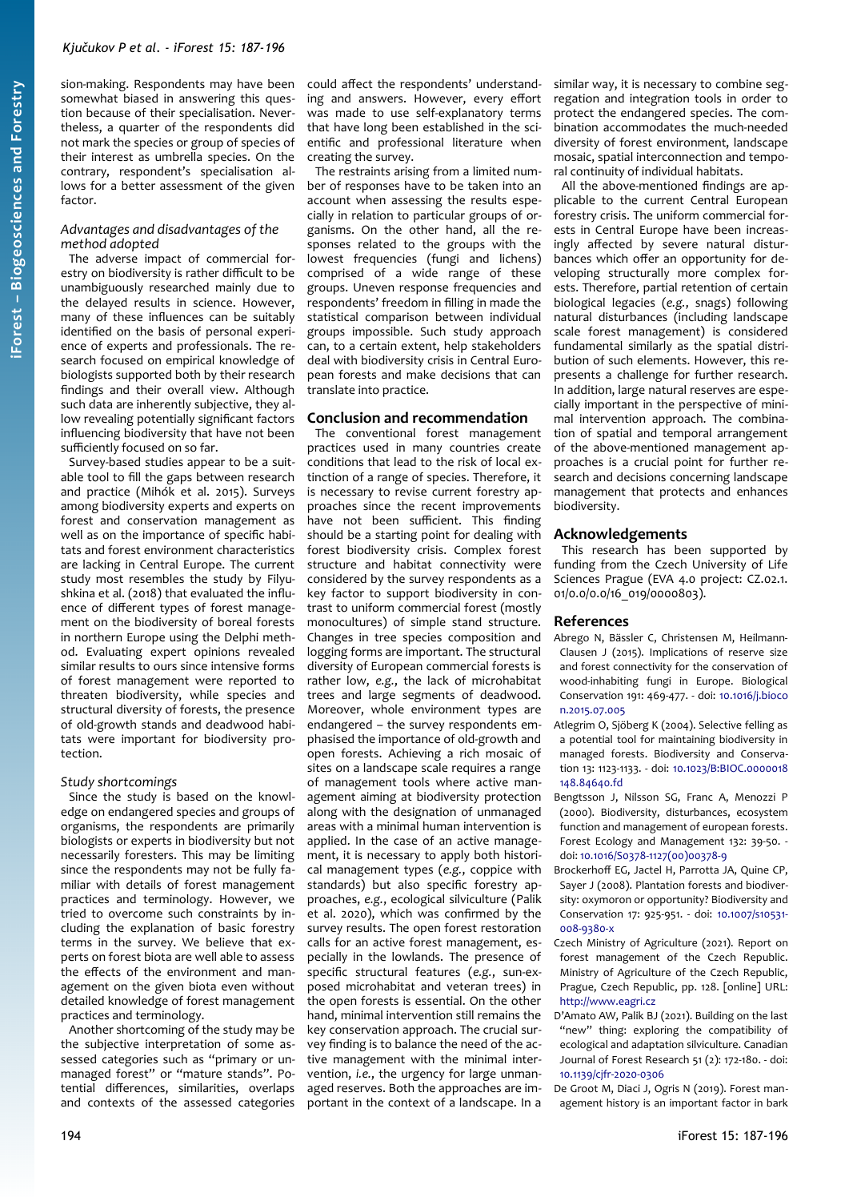sion-making. Respondents may have been somewhat biased in answering this question because of their specialisation. Nevertheless, a quarter of the respondents did not mark the species or group of species of their interest as umbrella species. On the contrary, respondent's specialisation allows for a better assessment of the given factor.

### Advantages and disadvantages of the method adopted

The adverse impact of commercial forestry on biodiversity is rather difficult to be unambiguously researched mainly due to the delayed results in science. However, many of these influences can be suitably identified on the basis of personal experience of experts and professionals. The research focused on empirical knowledge of biologists supported both by their research findings and their overall view. Although such data are inherently subjective, they allow revealing potentially significant factors influencing biodiversity that have not been sufficiently focused on so far.

Survey-based studies appear to be a suitable tool to fill the gaps between research and practice (Mihók et al. 2015). Surveys among biodiversity experts and experts on forest and conservation management as well as on the importance of specific habitats and forest environment characteristics are lacking in Central Europe. The current study most resembles the study by Filyushkina et al. (2018) that evaluated the influence of different types of forest management on the biodiversity of boreal forests in northern Europe using the Delphi method. Evaluating expert opinions revealed similar results to ours since intensive forms of forest management were reported to threaten biodiversity, while species and structural diversity of forests, the presence of old-growth stands and deadwood habitats were important for biodiversity protection.

### Study shortcomings

Since the study is based on the knowledge on endangered species and groups of organisms, the respondents are primarily biologists or experts in biodiversity but not necessarily foresters. This may be limiting since the respondents may not be fully familiar with details of forest management practices and terminology. However, we tried to overcome such constraints by including the explanation of basic forestry terms in the survey. We believe that experts on forest biota are well able to assess the effects of the environment and management on the given biota even without detailed knowledge of forest management practices and terminology.

Another shortcoming of the study may be the subjective interpretation of some assessed categories such as "primary or unmanaged forest" or "mature stands". Potential differences, similarities, overlaps and contexts of the assessed categories could affect the respondents' understanding and answers. However, every effort was made to use self-explanatory terms that have long been established in the scientific and professional literature when creating the survey.

The restraints arising from a limited number of responses have to be taken into an account when assessing the results especially in relation to particular groups of organisms. On the other hand, all the responses related to the groups with the lowest frequencies (fungi and lichens) comprised of a wide range of these groups. Uneven response frequencies and respondents' freedom in filling in made the statistical comparison between individual groups impossible. Such study approach can, to a certain extent, help stakeholders deal with biodiversity crisis in Central European forests and make decisions that can translate into practice.

## Conclusion and recommendation

The conventional forest management practices used in many countries create conditions that lead to the risk of local extinction of a range of species. Therefore, it is necessary to revise current forestry approaches since the recent improvements have not been sufficient. This finding should be a starting point for dealing with forest biodiversity crisis. Complex forest structure and habitat connectivity were considered by the survey respondents as a key factor to support biodiversity in contrast to uniform commercial forest (mostly monocultures) of simple stand structure. Changes in tree species composition and logging forms are important. The structural diversity of European commercial forests is rather low, *e.g.*, the lack of microhabitat trees and large segments of deadwood. Moreover, whole environment types are endangered – the survey respondents emphasised the importance of old-growth and open forests. Achieving a rich mosaic of sites on a landscape scale requires a range of management tools where active management aiming at biodiversity protection along with the designation of unmanaged areas with a minimal human intervention is applied. In the case of an active management, it is necessary to apply both historical management types (*e.g.*, coppice with standards) but also specific forestry approaches, *e.g.*, ecological silviculture (Palik et al. 2020), which was confirmed by the survey results. The open forest restoration calls for an active forest management, especially in the lowlands. The presence of specific structural features (*e.g.*, sun-exposed microhabitat and veteran trees) in the open forests is essential. On the other hand, minimal intervention still remains the key conservation approach. The crucial survey finding is to balance the need of the active management with the minimal intervention, *i.e.*, the urgency for large unmanaged reserves. Both the approaches are important in the context of a landscape. In a similar way, it is necessary to combine segregation and integration tools in order to protect the endangered species. The combination accommodates the much-needed diversity of forest environment, landscape mosaic, spatial interconnection and temporal continuity of individual habitats.

All the above-mentioned findings are applicable to the current Central European forestry crisis. The uniform commercial forests in Central Europe have been increasingly affected by severe natural disturbances which offer an opportunity for developing structurally more complex forests. Therefore, partial retention of certain biological legacies (*e.g.*, snags) following natural disturbances (including landscape scale forest management) is considered fundamental similarly as the spatial distribution of such elements. However, this represents a challenge for further research. In addition, large natural reserves are especially important in the perspective of minimal intervention approach. The combination of spatial and temporal arrangement of the above-mentioned management approaches is a crucial point for further research and decisions concerning landscape management that protects and enhances biodiversity.

## Acknowledgements

This research has been supported by funding from the Czech University of Life Sciences Prague (EVA 4.0 project: CZ.02.1.01/0.0/0.0/16_019/0000803).

## References

Abrego N, Bässler C, Christensen M, Heilmann-Clausen J (2015). Implications of reserve size and forest connectivity for the conservation of wood-inhabiting fungi in Europe. Biological Conservation 191: 469-477. - doi: 10.1016/j.biocon.2015.07.005

Atlegrim O, Sjöberg K (2004). Selective felling as a potential tool for maintaining biodiversity in managed forests. Biodiversity and Conservation 13: 1123-1133. - doi: 10.1023/B:BIOC.0000018148.84640.fd

Bengtsson J, Nilsson SG, Franc A, Menozzi P (2000). Biodiversity, disturbances, ecosystem function and management of european forests. Forest Ecology and Management 132: 39-50. - doi: 10.1016/S0378-1127(00)00378-9

Brockerhoff EG, Jactel H, Parrotta JA, Quine CP, Sayer J (2008). Plantation forests and biodiversity: oxymoron or opportunity? Biodiversity and Conservation 17: 925-951. - doi: 10.1007/s10531-008-9380-x

Czech Ministry of Agriculture (2021). Report on forest management of the Czech Republic. Ministry of Agriculture of the Czech Republic, Prague, Czech Republic, pp. 128. [online] URL: http://www.eagri.cz

D'Amato AW, Palik BJ (2021). Building on the last "new" thing: exploring the compatibility of ecological and adaptation silviculture. Canadian Journal of Forest Research 51 (2): 172-180. - doi: 10.1139/cjfr-2020-0306

De Groot M, Diaci J, Ogris N (2019). Forest management history is an important factor in bark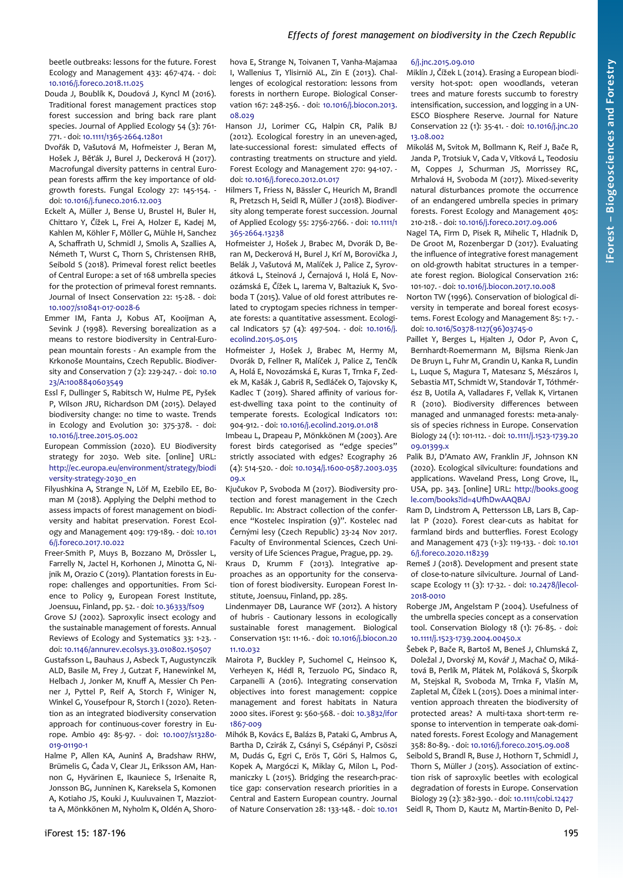beetle outbreaks: lessons for the future. Forest Ecology and Management 433: 467-474. - doi: 10.1016/j.foreco.2018.11.025

Douda J, Boublík K, Doudová J, Kyncl M (2016). Traditional forest management practices stop forest succession and bring back rare plant species. Journal of Applied Ecology 54 (3): 761-771. - doi: 10.1111/1365-2664.12801

Dvořák D, Vašutová M, Hofmeister J, Beran M, Hošek J, Běťák J, Burel J, Deckerová H (2017). Macrofungal diversity patterns in central European forests affirm the key importance of old-growth forests. Fungal Ecology 27: 145-154. - doi: 10.1016/j.funeco.2016.12.003

Eckelt A, Müller J, Bense U, Brustel H, Buler H, Chittaro Y, Čížek L, Frei A, Holzer E, Kadej M, Kahlen M, Köhler F, Möller G, Mühle H, Sanchez A, Schaffrath U, Schmidl J, Smolis A, Szallies A, Németh T, Wurst C, Thorn S, Christensen RHB, Seibold S (2018). Primeval forest relict beetles of Central Europe: a set of 168 umbrella species for the protection of primeval forest remnants. Journal of Insect Conservation 22: 15-28. - doi: 10.1007/s10841-017-0028-6

Emmer IM, Fanta J, Kobus AT, Kooijman A, Sevink J (1998). Reversing borealization as a means to restore biodiversity in Central-European mountain forests - An example from the Krkonoše Mountains, Czech Republic. Biodiversity and Conservation 7 (2): 229-247. - doi: 10.1023/A:1008840603549

Essl F, Dullinger S, Rabitsch W, Hulme PE, Pyšek P, Wilson JRU, Richardson DM (2015). Delayed biodiversity change: no time to waste. Trends in Ecology and Evolution 30: 375-378. - doi: 10.1016/j.tree.2015.05.002

European Commission (2020). EU Biodiversity strategy for 2030. Web site. [online] URL: http://ec.europa.eu/environment/strategy/biodiversity-strategy-2030_en

Filyushkina A, Strange N, Löf M, Ezebilo EE, Boman M (2018). Applying the Delphi method to assess impacts of forest management on biodiversity and habitat preservation. Forest Ecology and Management 409: 179-189. - doi: 10.1016/j.foreco.2017.10.022

Freer-Smith P, Muys B, Bozzano M, Drössler L, Farrelly N, Jactel H, Korhonen J, Minotta G, Nijnik M, Orazio C (2019). Plantation forests in Europe: challenges and opportunities. From Science to Policy 9, European Forest Institute, Joensuu, Finland, pp. 52. - doi: 10.36333/fs09

Grove SJ (2002). Saproxylic insect ecology and the sustainable management of forests. Annual Reviews of Ecology and Systematics 33: 1-23. - doi: 10.1146/annurev.ecolsys.33.010802.150507

Gustafsson L, Bauhaus J, Asbeck T, Augustynczik ALD, Basile M, Frey J, Gutzat F, Hanewinkel M, Helbach J, Jonker M, Knuff A, Messier Ch Penner J, Pyttel P, Reif A, Storch F, Winiger N, Winkel G, Yousefpour R, Storch I (2020). Retention as an integrated biodiversity conservation approach for continuous-cover forestry in Europe. Ambio 49: 85-97. - doi: 10.1007/s13280-019-01190-1

Halme P, Allen KA, Auniņš A, Bradshaw RHW, Brūmelis G, Čada V, Clear JL, Eriksson AM, Hannon G, Hyvärinen E, Ikauniece S, Iršenaite R, Jonsson BG, Junninen K, Kareksela S, Komonen A, Kotiaho JS, Kouki J, Kuuluvainen T, Mazziotta A, Mönkkönen M, Nyholm K, Oldén A, Shorohova E, Strange N, Toivanen T, Vanha-Majamaa I, Wallenius T, Ylisirniö AL, Zin E (2013). Challenges of ecological restoration: lessons from forests in northern Europe. Biological Conservation 167: 248-256. - doi: 10.1016/j.biocon.2013.08.029

Hanson JJ, Lorimer CG, Halpin CR, Palik BJ (2012). Ecological forestry in an uneven-aged, late-successional forest: simulated effects of contrasting treatments on structure and yield. Forest Ecology and Management 270: 94-107. - doi: 10.1016/j.foreco.2012.01.017

Hilmers T, Friess N, Bässler C, Heurich M, Brandl R, Pretzsch H, Seidl R, Müller J (2018). Biodiversity along temperate forest succession. Journal of Applied Ecology 55: 2756-2766. - doi: 10.1111/1365-2664.13238

Hofmeister J, Hošek J, Brabec M, Dvorák D, Beran M, Deckerová H, Burel J, Krí M, Borovička J, Belák J, Vašutová M, Malíček J, Palice Z, Syrovátková L, Steinová J, Černajová I, Holá E, Novozámská E, Čížek L, Iarema V, Baltaziuk K, Svoboda T (2015). Value of old forest attributes related to cryptogam species richness in temperate forests: a quantitative assessment. Ecological Indicators 57 (4): 497-504. - doi: 10.1016/j.ecolind.2015.05.015

Hofmeister J, Hošek J, Brabec M, Hermy M, Dvorák D, Fellner R, Malíček J, Palice Z, Tenčík A, Holá E, Novozámská E, Kuras T, Trnka F, Zedek M, Kašák J, Gabriš R, Sedláček O, Tajovsky K, Kadlec T (2019). Shared affinity of various forest-dwelling taxa point to the continuity of temperate forests. Ecological Indicators 101: 904-912. - doi: 10.1016/j.ecolind.2019.01.018

Imbeau L, Drapeau P, Mönkkönen M (2003). Are forest birds categorised as "edge species" strictly associated with edges? Ecography 26 (4): 514-520. - doi: 10.1034/j.1600-0587.2003.03509.x

Kjučukov P, Svoboda M (2017). Biodiversity protection and forest management in the Czech Republic. In: Abstract collection of the conference "Kostelec Inspiration (9)". Kostelec nad Černými lesy (Czech Republic) 23-24 Nov 2017. Faculty of Environmental Sciences, Czech University of Life Sciences Prague, Prague, pp. 29.

Kraus D, Krumm F (2013). Integrative approaches as an opportunity for the conservation of forest biodiversity. European Forest Institute, Joensuu, Finland, pp. 285.

Lindenmayer DB, Laurance WF (2012). A history of hubris - Cautionary lessons in ecologically sustainable forest management. Biological Conservation 151: 11-16. - doi: 10.1016/j.biocon.2011.10.032

Mairota P, Buckley P, Suchomel C, Heinsoo K, Verheyen K, Hédl R, Terzuolo PG, Sindaco R, Carpanelli A (2016). Integrating conservation objectives into forest management: coppice management and forest habitats in Natura 2000 sites. iForest 9: 560-568. - doi: 10.3832/ifor1867-009

Mihók B, Kovács E, Balázs B, Pataki G, Ambrus A, Bartha D, Czirák Z, Csányi S, Csépányi P, Csöszi M, Dudás G, Egri C, Erös T, Göri S, Halmos G, Kopek A, Margóczi K, Miklay G, Milon L, Podmaniczky L (2015). Bridging the research-practice gap: conservation research priorities in a Central and Eastern European country. Journal of Nature Conservation 28: 133-148. - doi: 10.1016/j.jnc.2015.09.010

Miklín J, Čížek L (2014). Erasing a European biodiversity hot-spot: open woodlands, veteran trees and mature forests succumb to forestry intensification, succession, and logging in a UNESCO Biosphere Reserve. Journal for Nature Conservation 22 (1): 35-41. - doi: 10.1016/j.jnc.2013.08.002

Mikoláš M, Svitok M, Bollmann K, Reif J, Bače R, Janda P, Trotsiuk V, Cada V, Vítková L, Teodosiu M, Coppes J, Schurman JS, Morrissey RC, Mrhalová H, Svoboda M (2017). Mixed-severity natural disturbances promote the occurrence of an endangered umbrella species in primary forests. Forest Ecology and Management 405: 210-218. - doi: 10.1016/j.foreco.2017.09.006

Nagel TA, Firm D, Pisek R, Mihelic T, Hladnik D, De Groot M, Rozenbergar D (2017). Evaluating the influence of integrative forest management on old-growth habitat structures in a temperate forest region. Biological Conservation 216: 101-107. - doi: 10.1016/j.biocon.2017.10.008

Norton TW (1996). Conservation of biological diversity in temperate and boreal forest ecosystems. Forest Ecology and Management 85: 1-7. - doi: 10.1016/S0378-1127(96)03745-0

Paillet Y, Berges L, Hjalten J, Odor P, Avon C, Bernhardt-Roemermann M, Bijlsma Rienk-Jan De Bruyn L, Fuhr M, Grandin U, Kanka R, Lundin L, Luque S, Magura T, Matesanz S, Mészáros I, Sebastia MT, Schmidt W, Standovár T, Tóthmérész B, Uotila A, Valladares F, Vellak K, Virtanen R (2010). Biodiversity differences between managed and unmanaged forests: meta-analysis of species richness in Europe. Conservation Biology 24 (1): 101-112. - doi: 10.1111/j.1523-1739.2009.01399.x

Palik BJ, D'Amato AW, Franklin JF, Johnson KN (2020). Ecological silviculture: foundations and applications. Waveland Press, Long Grove, IL, USA, pp. 343. [online] URL: http://books.google.com/books?id=4UfhDwAAQBAJ

Ram D, Lindstrom A, Pettersson LB, Lars B, Caplat P (2020). Forest clear-cuts as habitat for farmland birds and butterflies. Forest Ecology and Management 473 (1-3): 119-133. - doi: 10.1016/j.foreco.2020.118239

Remeš J (2018). Development and present state of close-to-nature silviculture. Journal of Landscape Ecology 11 (3): 17-32. - doi: 10.2478/jlecol-2018-0010

Roberge JM, Angelstam P (2004). Usefulness of the umbrella species concept as a conservation tool. Conservation Biology 18 (1): 76-85. - doi: 10.1111/j.1523-1739.2004.00450.x

Šebek P, Bače R, Bartoš M, Beneš J, Chlumská Z, Doležal J, Dvorský M, Kovář J, Machač O, Mikátová B, Perlík M, Plátek M, Poláková S, Škorpík M, Stejskal R, Svoboda M, Trnka F, Vlašín M, Zapletal M, Čížek L (2015). Does a minimal intervention approach threaten the biodiversity of protected areas? A multi-taxa short-term response to intervention in temperate oak-dominated forests. Forest Ecology and Management 358: 80-89. - doi: 10.1016/j.foreco.2015.09.008

Seibold S, Brandl R, Buse J, Hothorn T, Schmidl J, Thorn S, Müller J (2015). Association of extinction risk of saproxylic beetles with ecological degradation of forests in Europe. Conservation Biology 29 (2): 382-390. - doi: 10.1111/cobi.12427

Seidl R, Thom D, Kautz M, Martin-Benito D, Pel-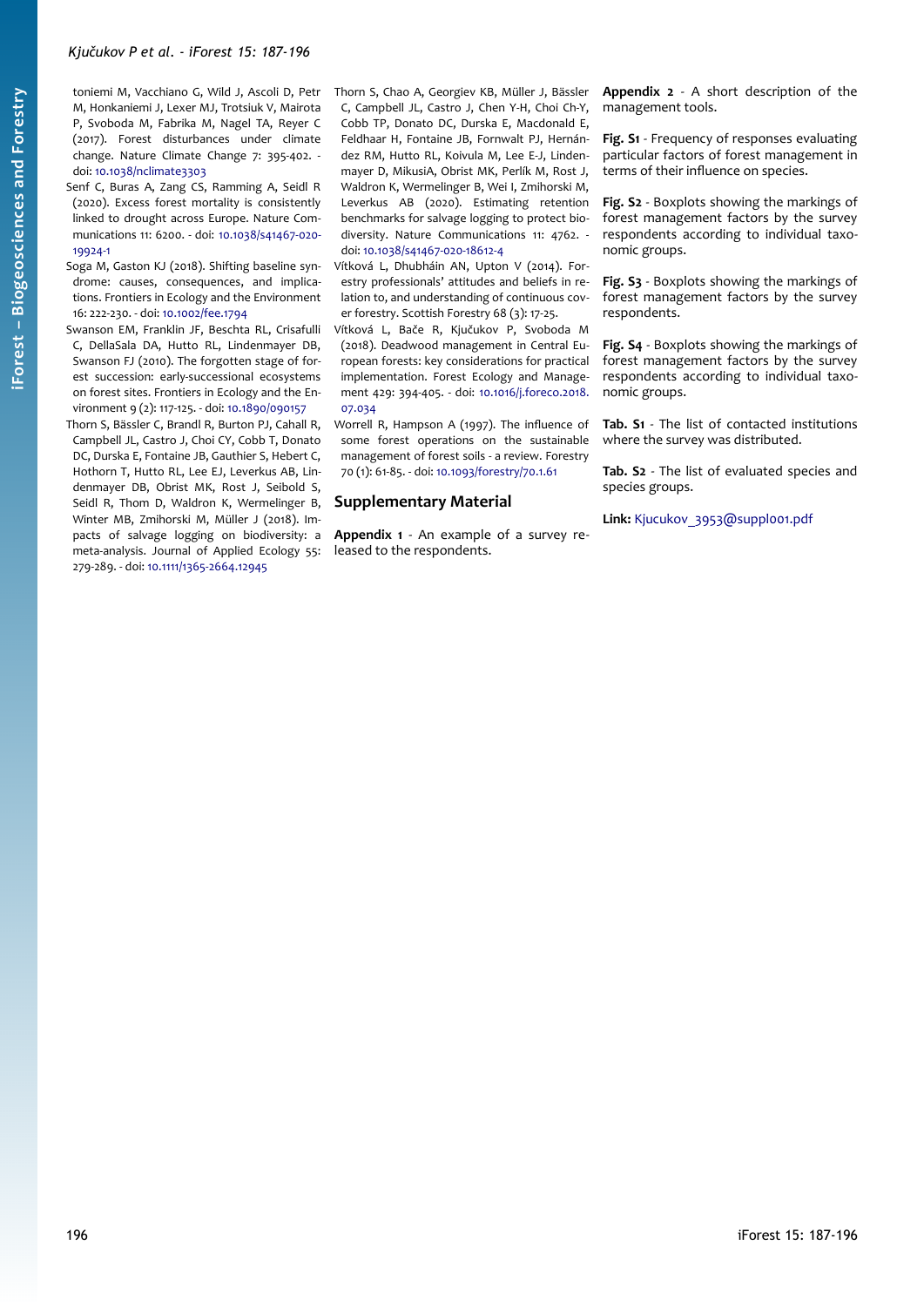toniemi M, Vacchiano G, Wild J, Ascoli D, Petr M, Honkaniemi J, Lexer MJ, Trotsiuk V, Mairota P, Svoboda M, Fabrika M, Nagel TA, Reyer C (2017). Forest disturbances under climate change. Nature Climate Change 7: 395-402. - doi: 10.1038/nclimate3303

Senf C, Buras A, Zang CS, Ramming A, Seidl R (2020). Excess forest mortality is consistently linked to drought across Europe. Nature Communications 11: 6200. - doi: 10.1038/s41467-020-19924-1

Soga M, Gaston KJ (2018). Shifting baseline syndrome: causes, consequences, and implications. Frontiers in Ecology and the Environment 16: 222-230. - doi: 10.1002/fee.1794

Swanson EM, Franklin JF, Beschta RL, Crisafulli C, DellaSala DA, Hutto RL, Lindenmayer DB, Swanson FJ (2010). The forgotten stage of forest succession: early-successional ecosystems on forest sites. Frontiers in Ecology and the Environment 9 (2): 117-125. - doi: 10.1890/090157

Thorn S, Bässler C, Brandl R, Burton PJ, Cahall R, Campbell JL, Castro J, Choi CY, Cobb T, Donato DC, Durska E, Fontaine JB, Gauthier S, Hebert C, Hothorn T, Hutto RL, Lee EJ, Leverkus AB, Lindenmayer DB, Obrist MK, Rost J, Seibold S, Seidl R, Thom D, Waldron K, Wermelinger B, Winter MB, Zmihorski M, Müller J (2018). Impacts of salvage logging on biodiversity: a meta-analysis. Journal of Applied Ecology 55: 279-289. - doi: 10.1111/1365-2664.12945

Thorn S, Chao A, Georgiev KB, Müller J, Bässler C, Campbell JL, Castro J, Chen Y-H, Choi Ch-Y, Cobb TP, Donato DC, Durska E, Macdonald E, Feldhaar H, Fontaine JB, Fornwalt PJ, Hernández RM, Hutto RL, Koivula M, Lee E-J, Lindenmayer D, MikusiA, Obrist MK, Perlík M, Rost J, Waldron K, Wermelinger B, Wei I, Zmihorski M, Leverkus AB (2020). Estimating retention benchmarks for salvage logging to protect biodiversity. Nature Communications 11: 4762. - doi: 10.1038/s41467-020-18612-4

Vítková L, Dhubháin AN, Upton V (2014). Forestry professionals' attitudes and beliefs in relation to, and understanding of continuous cover forestry. Scottish Forestry 68 (3): 17-25.

Vítková L, Bače R, Kjučukov P, Svoboda M (2018). Deadwood management in Central European forests: key considerations for practical implementation. Forest Ecology and Management 429: 394-405. - doi: 10.1016/j.foreco.2018.07.034

Worrell R, Hampson A (1997). The influence of some forest operations on the sustainable management of forest soils - a review. Forestry 70 (1): 61-85. - doi: 10.1093/forestry/70.1.61

## Supplementary Material

**Appendix 1** - An example of a survey released to the respondents.

**Appendix 2** - A short description of the management tools.

**Fig. S1** - Frequency of responses evaluating particular factors of forest management in terms of their influence on species.

**Fig. S2** - Boxplots showing the markings of forest management factors by the survey respondents according to individual taxonomic groups.

**Fig. S3** - Boxplots showing the markings of forest management factors by the survey respondents.

**Fig. S4** - Boxplots showing the markings of forest management factors by the survey respondents according to individual taxonomic groups.

**Tab. S1** - The list of contacted institutions where the survey was distributed.

**Tab. S2** - The list of evaluated species and species groups.

**Link:** Kjucukov_3953@suppl001.pdf